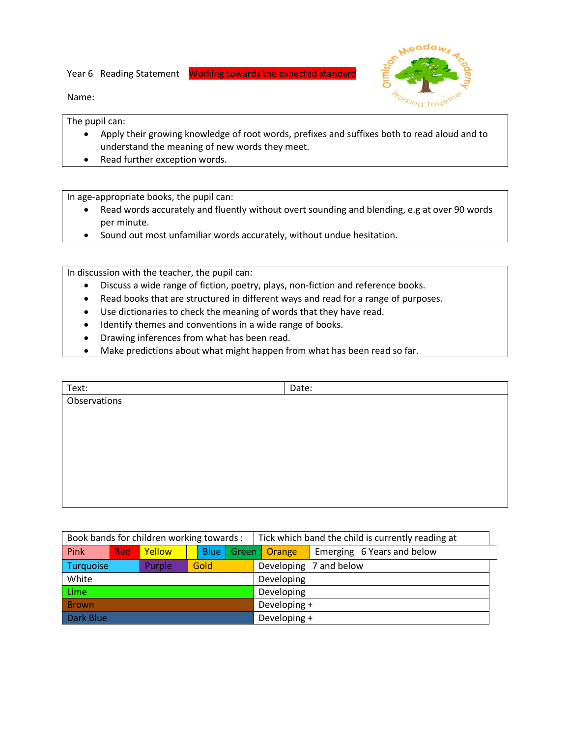Year 6 Reading Statement **Working towards the expected standard**

Name:

The pupil can:

- Apply their growing knowledge of root words, prefixes and suffixes both to read aloud and to understand the meaning of new words they meet.
- Read further exception words.

In age-appropriate books, the pupil can:

- Read words accurately and fluently without overt sounding and blending, e.g at over 90 words per minute.
- Sound out most unfamiliar words accurately, without undue hesitation.

In discussion with the teacher, the pupil can:

- Discuss a wide range of fiction, poetry, plays, non-fiction and reference books.
- Read books that are structured in different ways and read for a range of purposes.
- Use dictionaries to check the meaning of words that they have read.
- Identify themes and conventions in a wide range of books.
- Drawing inferences from what has been read.
- Make predictions about what might happen from what has been read so far.

| Text: | Date: |
|---|---|
| Observations | |

| Book bands for children working towards : | Tick which band the child is currently reading at |
|---|---|
| Pink, Red, Yellow, Blue, Green, Orange | Emerging 6 Years and below |
| Turquoise, Purple, Gold | Developing 7 and below |
| White | Developing |
| Lime | Developing |
| Brown | Developing + |
| Dark Blue | Developing + |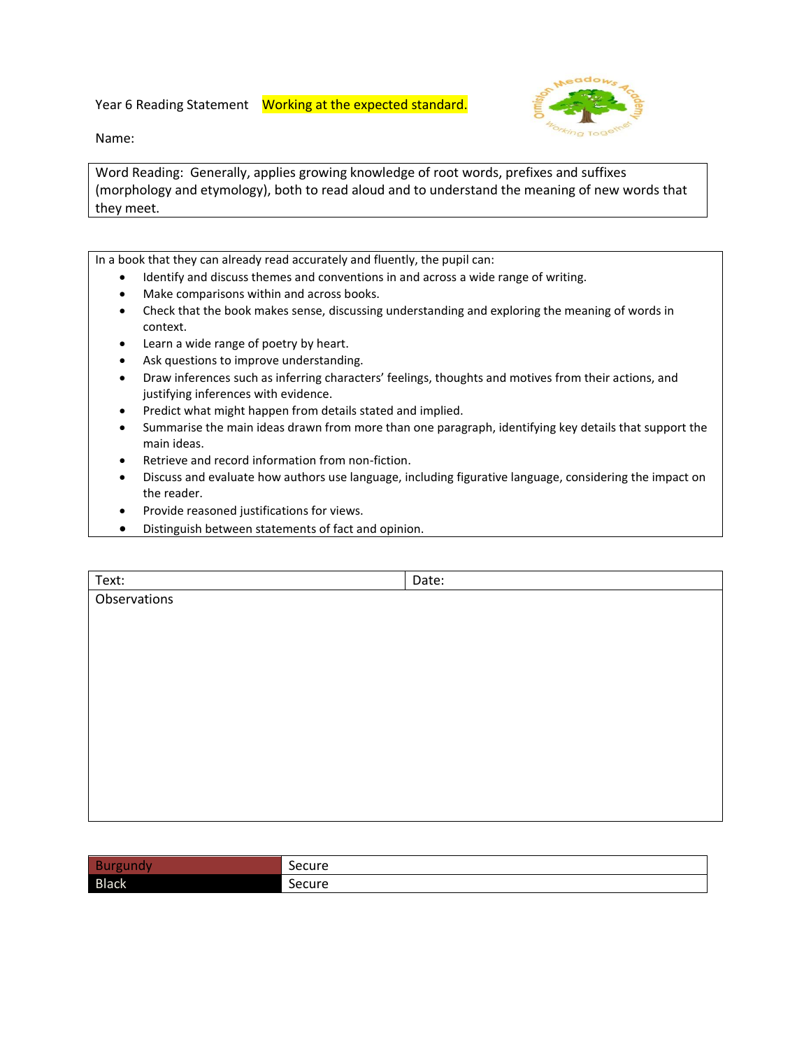Year 6 Reading Statement **Working at the expected standard.**

Name:

| Word Reading: Generally, applies growing knowledge of root words, prefixes and suffixes (morphology and etymology), both to read aloud and to understand the meaning of new words that they meet. |
|---|

In a book that they can already read accurately and fluently, the pupil can:

- Identify and discuss themes and conventions in and across a wide range of writing.
- Make comparisons within and across books.
- Check that the book makes sense, discussing understanding and exploring the meaning of words in context.
- Learn a wide range of poetry by heart.
- Ask questions to improve understanding.
- Draw inferences such as inferring characters' feelings, thoughts and motives from their actions, and justifying inferences with evidence.
- Predict what might happen from details stated and implied.
- Summarise the main ideas drawn from more than one paragraph, identifying key details that support the main ideas.
- Retrieve and record information from non-fiction.
- Discuss and evaluate how authors use language, including figurative language, considering the impact on the reader.
- Provide reasoned justifications for views.
- Distinguish between statements of fact and opinion.

| Text: | Date: |
|---|---|
| Observations | |

| | |
|---|---|
| Burgundy | Secure |
| Black | Secure |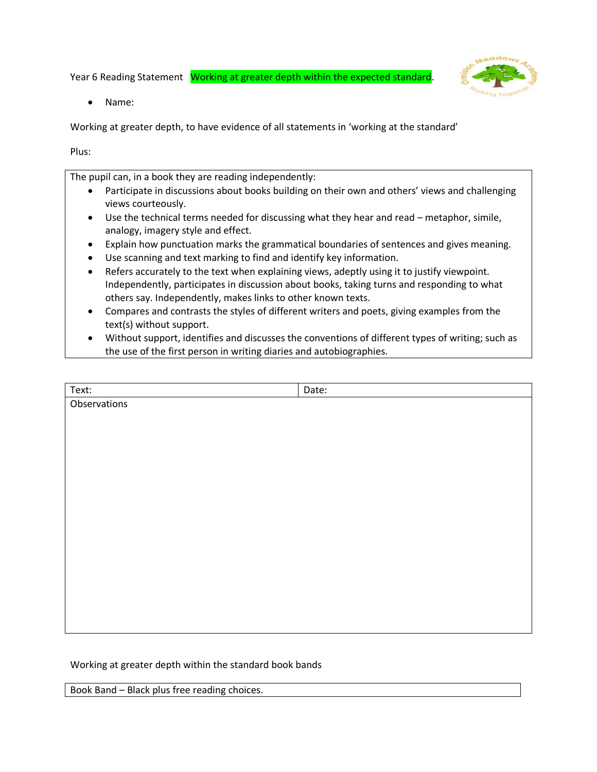Year 6 Reading Statement Working at greater depth within the expected standard.

- Name:

Working at greater depth, to have evidence of all statements in 'working at the standard'

Plus:

The pupil can, in a book they are reading independently:

- Participate in discussions about books building on their own and others' views and challenging views courteously.
- Use the technical terms needed for discussing what they hear and read – metaphor, simile, analogy, imagery style and effect.
- Explain how punctuation marks the grammatical boundaries of sentences and gives meaning.
- Use scanning and text marking to find and identify key information.
- Refers accurately to the text when explaining views, adeptly using it to justify viewpoint. Independently, participates in discussion about books, taking turns and responding to what others say. Independently, makes links to other known texts.
- Compares and contrasts the styles of different writers and poets, giving examples from the text(s) without support.
- Without support, identifies and discusses the conventions of different types of writing; such as the use of the first person in writing diaries and autobiographies.

| Text: | Date: |
|---|---|
| Observations | |

Working at greater depth within the standard book bands

Book Band – Black plus free reading choices.